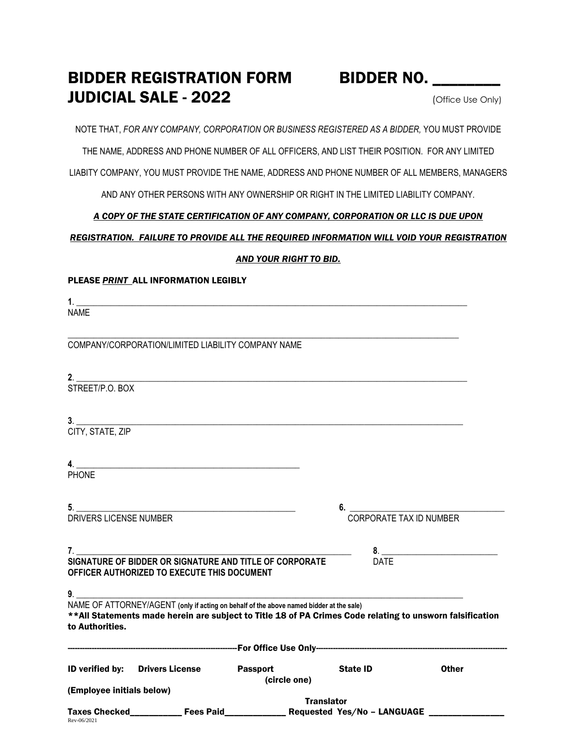# BIDDER REGISTRATION FORM JUDICIAL SALE - 2022

**BIDDER NO. ________**
(Office Use Only)

NOTE THAT, *FOR ANY COMPANY, CORPORATION OR BUSINESS REGISTERED AS A BIDDER,* YOU MUST PROVIDE THE NAME, ADDRESS AND PHONE NUMBER OF ALL OFFICERS, AND LIST THEIR POSITION. FOR ANY LIMITED LIABITY COMPANY, YOU MUST PROVIDE THE NAME, ADDRESS AND PHONE NUMBER OF ALL MEMBERS, MANAGERS AND ANY OTHER PERSONS WITH ANY OWNERSHIP OR RIGHT IN THE LIMITED LIABILITY COMPANY.

***A COPY OF THE STATE CERTIFICATION OF ANY COMPANY, CORPORATION OR LLC IS DUE UPON REGISTRATION. FAILURE TO PROVIDE ALL THE REQUIRED INFORMATION WILL VOID YOUR REGISTRATION AND YOUR RIGHT TO BID.***

**PLEASE *PRINT* ALL INFORMATION LEGIBLY**

1. ______________________________________________
NAME

______________________________________________
COMPANY/CORPORATION/LIMITED LIABILITY COMPANY NAME

2. ______________________________________________
STREET/P.O. BOX

3. ______________________________________________
CITY, STATE, ZIP

4. ______________________________________________
PHONE

5. ______________________________________________
DRIVERS LICENSE NUMBER

6. ______________________________________________
CORPORATE TAX ID NUMBER

7. ______________________________________________
**SIGNATURE OF BIDDER OR SIGNATURE AND TITLE OF CORPORATE OFFICER AUTHORIZED TO EXECUTE THIS DOCUMENT**

8. ______________________________________________
DATE

9. ______________________________________________
NAME OF ATTORNEY/AGENT **(only if acting on behalf of the above named bidder at the sale)**

****All Statements made herein are subject to Title 18 of PA Crimes Code relating to unsworn falsification to Authorities.**

---------------------------------------------------**For Office Use Only**---------------------------------------------------

**ID verified by:** **Drivers License** **Passport** **State ID** **Other**
**(circle one)**

**(Employee initials below)**

**Taxes Checked**___________ **Fees Paid**_____________ **Translator Requested Yes/No – LANGUAGE** ________________

Rev-06/2021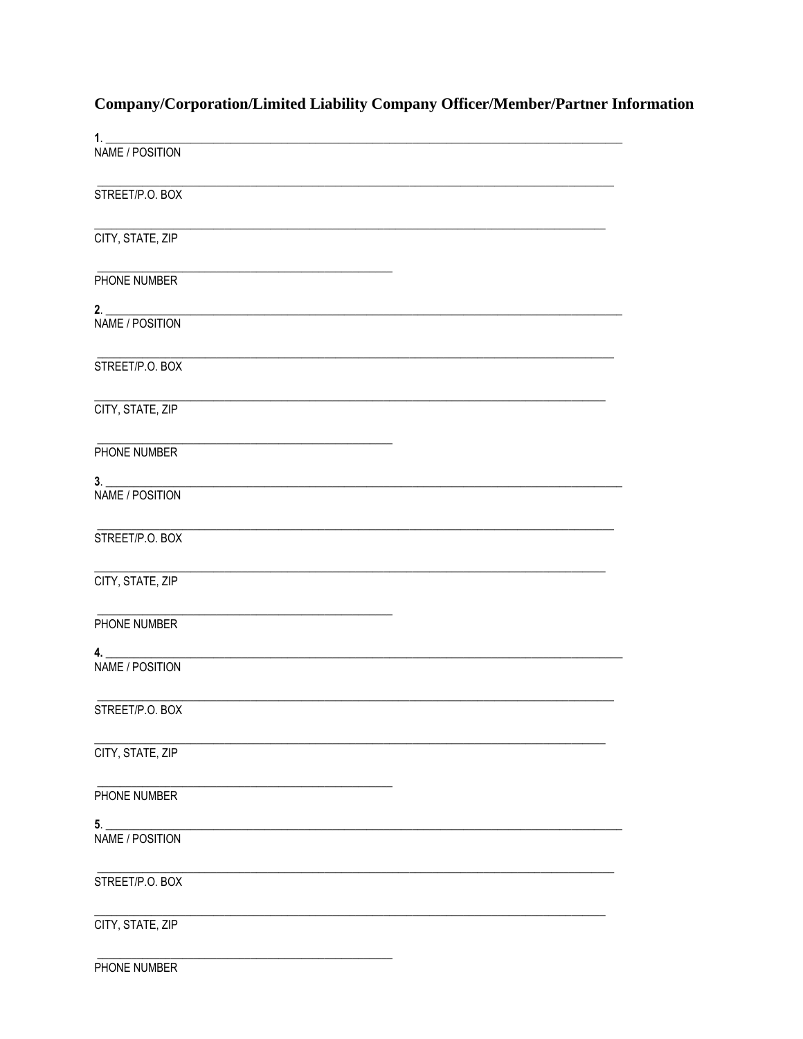## Company/Corporation/Limited Liability Company Officer/Member/Partner Information

1. ______________________________________________________________________________
NAME / POSITION

______________________________________________________________________________
STREET/P.O. BOX

______________________________________________________________________________
CITY, STATE, ZIP

____________________________________________
PHONE NUMBER

2. ______________________________________________________________________________
NAME / POSITION

______________________________________________________________________________
STREET/P.O. BOX

______________________________________________________________________________
CITY, STATE, ZIP

____________________________________________
PHONE NUMBER

3. ______________________________________________________________________________
NAME / POSITION

______________________________________________________________________________
STREET/P.O. BOX

______________________________________________________________________________
CITY, STATE, ZIP

____________________________________________
PHONE NUMBER

4. ______________________________________________________________________________
NAME / POSITION

______________________________________________________________________________
STREET/P.O. BOX

______________________________________________________________________________
CITY, STATE, ZIP

____________________________________________
PHONE NUMBER

5. ______________________________________________________________________________
NAME / POSITION

______________________________________________________________________________
STREET/P.O. BOX

______________________________________________________________________________
CITY, STATE, ZIP

____________________________________________
PHONE NUMBER